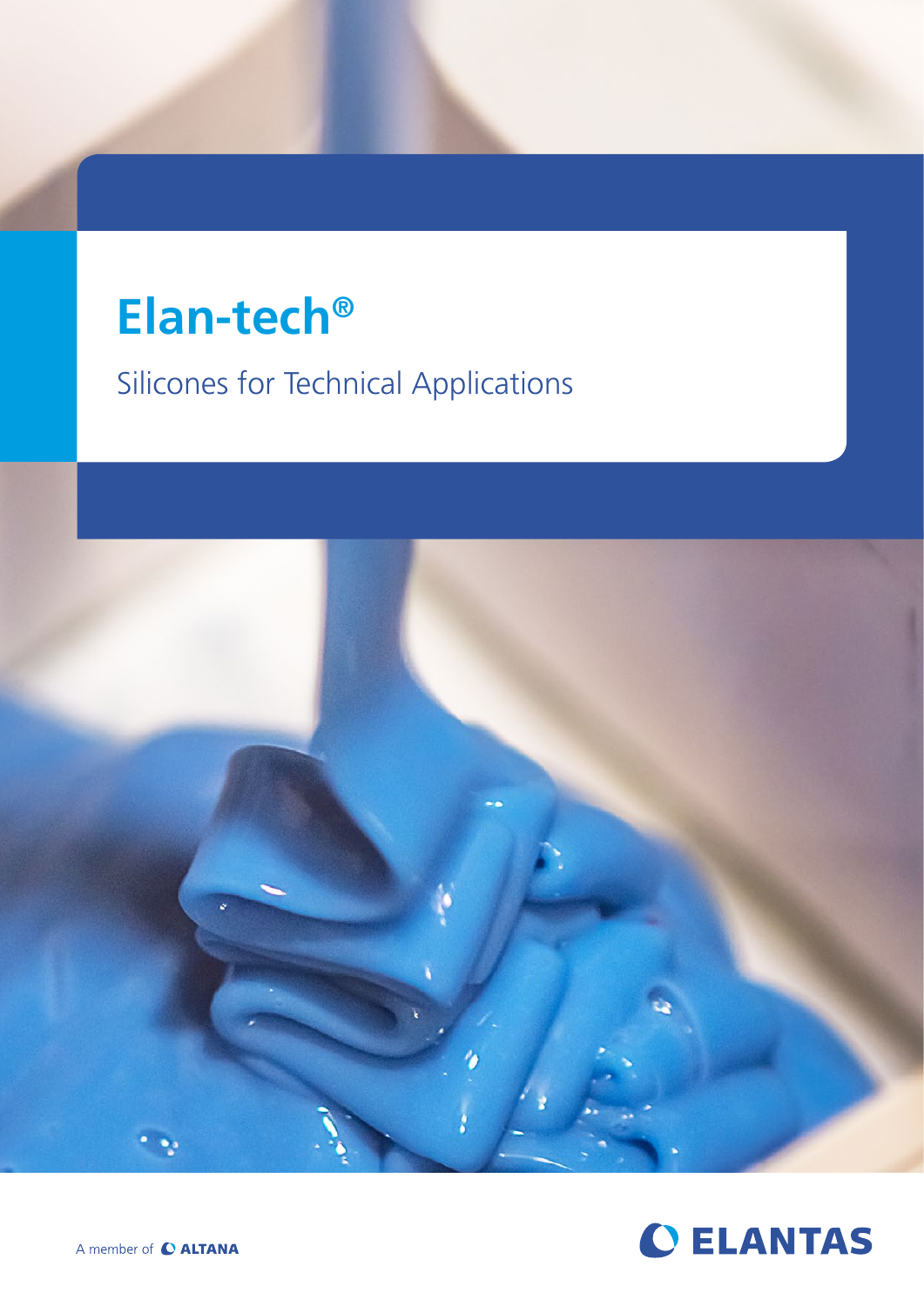# Elan-tech®

## Silicones for Technical Applications

A member of ALTANA

ELANTAS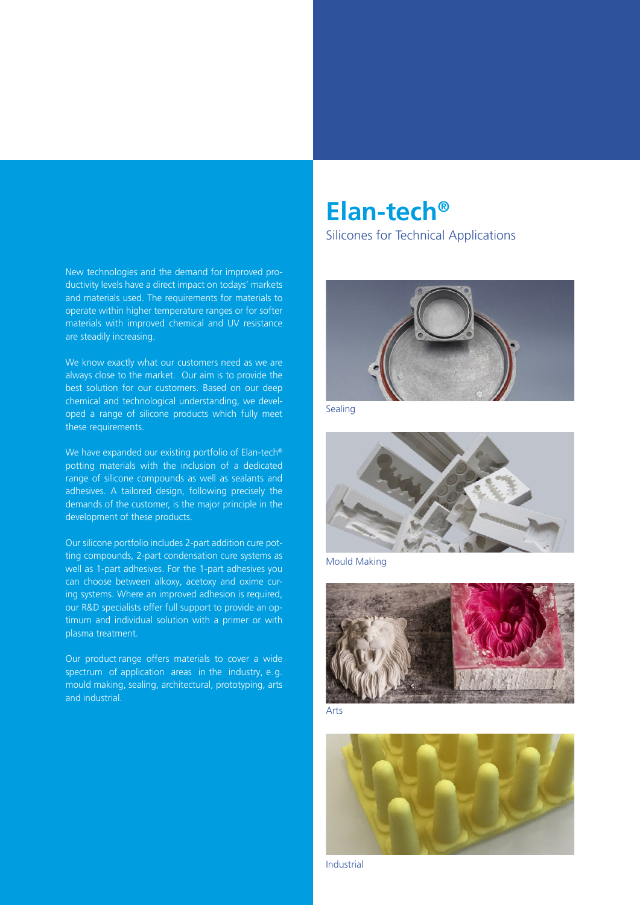# Elan-tech®

## Silicones for Technical Applications

New technologies and the demand for improved productivity levels have a direct impact on todays' markets and materials used. The requirements for materials to operate within higher temperature ranges or for softer materials with improved chemical and UV resistance are steadily increasing.

We know exactly what our customers need as we are always close to the market. Our aim is to provide the best solution for our customers. Based on our deep chemical and technological understanding, we developed a range of silicone products which fully meet these requirements.

We have expanded our existing portfolio of Elan-tech® potting materials with the inclusion of a dedicated range of silicone compounds as well as sealants and adhesives. A tailored design, following precisely the demands of the customer, is the major principle in the development of these products.

Our silicone portfolio includes 2-part addition cure potting compounds, 2-part condensation cure systems as well as 1-part adhesives. For the 1-part adhesives you can choose between alkoxy, acetoxy and oxime curing systems. Where an improved adhesion is required, our R&D specialists offer full support to provide an optimum and individual solution with a primer or with plasma treatment.

Our product range offers materials to cover a wide spectrum of application areas in the industry, e.g. mould making, sealing, architectural, prototyping, arts and industrial.

Sealing

Mould Making

Arts

Industrial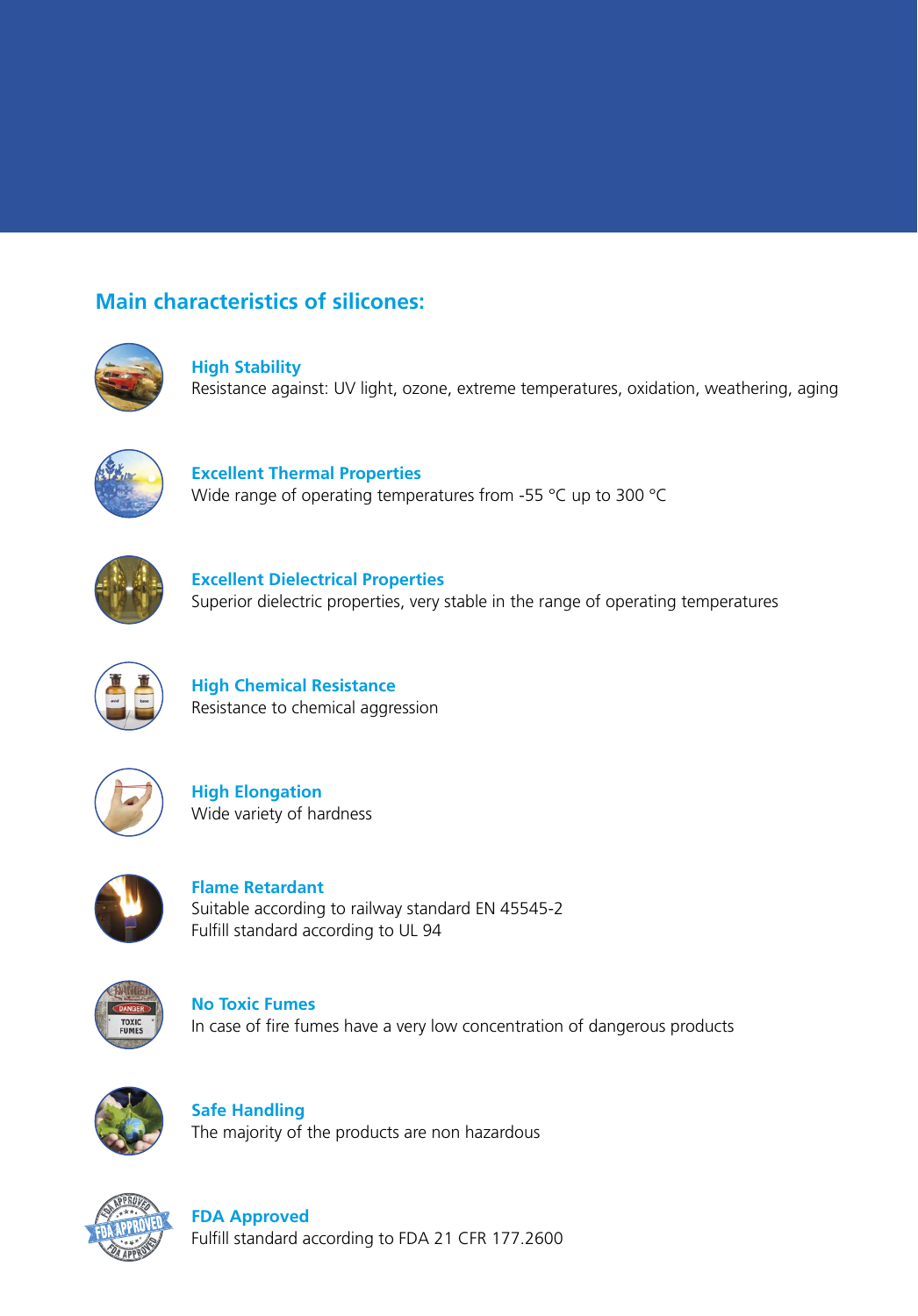## Main characteristics of silicones:

### High Stability

Resistance against: UV light, ozone, extreme temperatures, oxidation, weathering, aging

### Excellent Thermal Properties

Wide range of operating temperatures from -55 °C up to 300 °C

### Excellent Dielectrical Properties

Superior dielectric properties, very stable in the range of operating temperatures

### High Chemical Resistance

Resistance to chemical aggression

### High Elongation

Wide variety of hardness

### Flame Retardant

Suitable according to railway standard EN 45545-2
Fulfill standard according to UL 94

### No Toxic Fumes

In case of fire fumes have a very low concentration of dangerous products

### Safe Handling

The majority of the products are non hazardous

### FDA Approved

Fulfill standard according to FDA 21 CFR 177.2600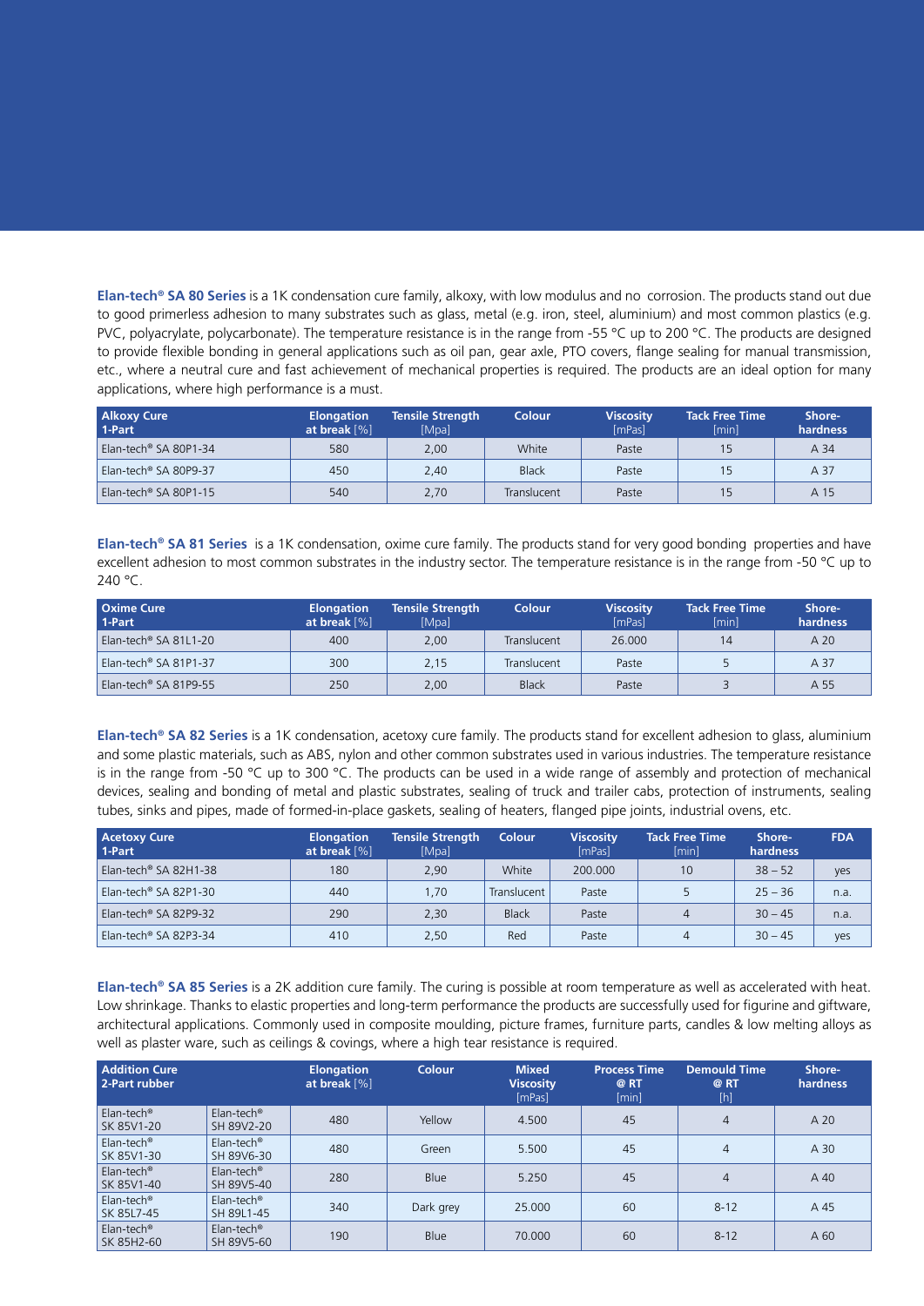**Elan-tech® SA 80 Series** is a 1K condensation cure family, alkoxy, with low modulus and no corrosion. The products stand out due to good primerless adhesion to many substrates such as glass, metal (e.g. iron, steel, aluminium) and most common plastics (e.g. PVC, polyacrylate, polycarbonate). The temperature resistance is in the range from -55 °C up to 200 °C. The products are designed to provide flexible bonding in general applications such as oil pan, gear axle, PTO covers, flange sealing for manual transmission, etc., where a neutral cure and fast achievement of mechanical properties is required. The products are an ideal option for many applications, where high performance is a must.

| Alkoxy Cure 1-Part | Elongation at break [%] | Tensile Strength [Mpa] | Colour | Viscosity [mPas] | Tack Free Time [min] | Shore-hardness |
|---|---|---|---|---|---|---|
| Elan-tech® SA 80P1-34 | 580 | 2,00 | White | Paste | 15 | A 34 |
| Elan-tech® SA 80P9-37 | 450 | 2,40 | Black | Paste | 15 | A 37 |
| Elan-tech® SA 80P1-15 | 540 | 2,70 | Translucent | Paste | 15 | A 15 |

**Elan-tech® SA 81 Series** is a 1K condensation, oxime cure family. The products stand for very good bonding properties and have excellent adhesion to most common substrates in the industry sector. The temperature resistance is in the range from -50 °C up to 240 °C.

| Oxime Cure 1-Part | Elongation at break [%] | Tensile Strength [Mpa] | Colour | Viscosity [mPas] | Tack Free Time [min] | Shore-hardness |
|---|---|---|---|---|---|---|
| Elan-tech® SA 81L1-20 | 400 | 2,00 | Translucent | 26.000 | 14 | A 20 |
| Elan-tech® SA 81P1-37 | 300 | 2,15 | Translucent | Paste | 5 | A 37 |
| Elan-tech® SA 81P9-55 | 250 | 2,00 | Black | Paste | 3 | A 55 |

**Elan-tech® SA 82 Series** is a 1K condensation, acetoxy cure family. The products stand for excellent adhesion to glass, aluminium and some plastic materials, such as ABS, nylon and other common substrates used in various industries. The temperature resistance is in the range from -50 °C up to 300 °C. The products can be used in a wide range of assembly and protection of mechanical devices, sealing and bonding of metal and plastic substrates, sealing of truck and trailer cabs, protection of instruments, sealing tubes, sinks and pipes, made of formed-in-place gaskets, sealing of heaters, flanged pipe joints, industrial ovens, etc.

| Acetoxy Cure 1-Part | Elongation at break [%] | Tensile Strength [Mpa] | Colour | Viscosity [mPas] | Tack Free Time [min] | Shore-hardness | FDA |
|---|---|---|---|---|---|---|---|
| Elan-tech® SA 82H1-38 | 180 | 2,90 | White | 200.000 | 10 | 38 – 52 | yes |
| Elan-tech® SA 82P1-30 | 440 | 1,70 | Translucent | Paste | 5 | 25 – 36 | n.a. |
| Elan-tech® SA 82P9-32 | 290 | 2,30 | Black | Paste | 4 | 30 – 45 | n.a. |
| Elan-tech® SA 82P3-34 | 410 | 2,50 | Red | Paste | 4 | 30 – 45 | yes |

**Elan-tech® SA 85 Series** is a 2K addition cure family. The curing is possible at room temperature as well as accelerated with heat. Low shrinkage. Thanks to elastic properties and long-term performance the products are successfully used for figurine and giftware, architectural applications. Commonly used in composite moulding, picture frames, furniture parts, candles & low melting alloys as well as plaster ware, such as ceilings & covings, where a high tear resistance is required.

| Addition Cure 2-Part rubber | | Elongation at break [%] | Colour | Mixed Viscosity [mPas] | Process Time @ RT [min] | Demould Time @ RT [h] | Shore-hardness |
|---|---|---|---|---|---|---|---|
| Elan-tech® SK 85V1-20 | Elan-tech® SH 89V2-20 | 480 | Yellow | 4.500 | 45 | 4 | A 20 |
| Elan-tech® SK 85V1-30 | Elan-tech® SH 89V6-30 | 480 | Green | 5.500 | 45 | 4 | A 30 |
| Elan-tech® SK 85V1-40 | Elan-tech® SH 89V5-40 | 280 | Blue | 5.250 | 45 | 4 | A 40 |
| Elan-tech® SK 85L7-45 | Elan-tech® SH 89L1-45 | 340 | Dark grey | 25.000 | 60 | 8-12 | A 45 |
| Elan-tech® SK 85H2-60 | Elan-tech® SH 89V5-60 | 190 | Blue | 70.000 | 60 | 8-12 | A 60 |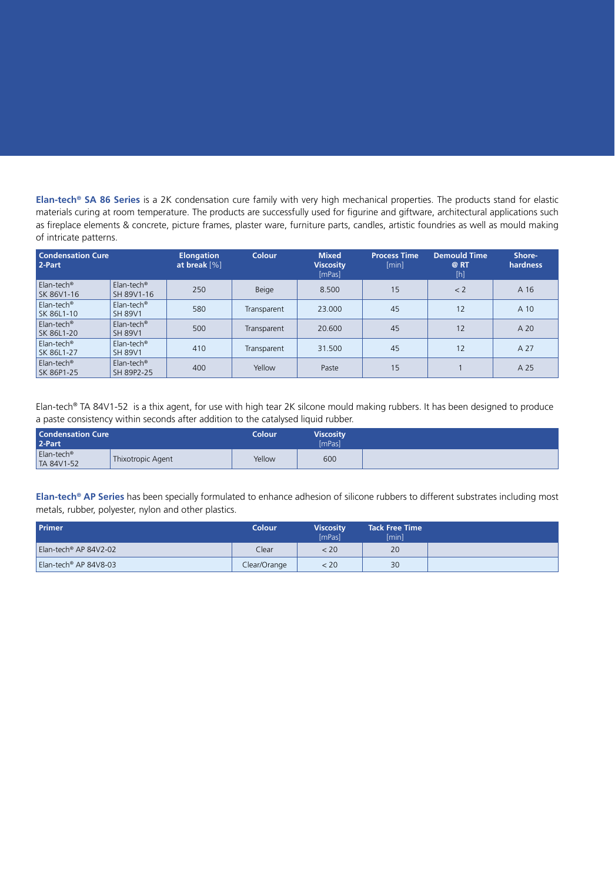**Elan-tech® SA 86 Series** is a 2K condensation cure family with very high mechanical properties. The products stand for elastic materials curing at room temperature. The products are successfully used for figurine and giftware, architectural applications such as fireplace elements & concrete, picture frames, plaster ware, furniture parts, candles, artistic foundries as well as mould making of intricate patterns.

| **Condensation Cure 2-Part** | | **Elongation at break** [%] | **Colour** | **Mixed Viscosity** [mPas] | **Process Time** [min] | **Demould Time @ RT** [h] | **Shore-hardness** |
|---|---|---|---|---|---|---|---|
| Elan-tech® SK 86V1-16 | Elan-tech® SH 89V1-16 | 250 | Beige | 8.500 | 15 | < 2 | A 16 |
| Elan-tech® SK 86L1-10 | Elan-tech® SH 89V1 | 580 | Transparent | 23.000 | 45 | 12 | A 10 |
| Elan-tech® SK 86L1-20 | Elan-tech® SH 89V1 | 500 | Transparent | 20.600 | 45 | 12 | A 20 |
| Elan-tech® SK 86L1-27 | Elan-tech® SH 89V1 | 410 | Transparent | 31.500 | 45 | 12 | A 27 |
| Elan-tech® SK 86P1-25 | Elan-tech® SH 89P2-25 | 400 | Yellow | Paste | 15 | 1 | A 25 |

Elan-tech® TA 84V1-52 is a thix agent, for use with high tear 2K silcone mould making rubbers. It has been designed to produce a paste consistency within seconds after addition to the catalysed liquid rubber.

| **Condensation Cure 2-Part** | | **Colour** | **Viscosity** [mPas] |
|---|---|---|---|
| Elan-tech® TA 84V1-52 | Thixotropic Agent | Yellow | 600 |

**Elan-tech® AP Series** has been specially formulated to enhance adhesion of silicone rubbers to different substrates including most metals, rubber, polyester, nylon and other plastics.

| **Primer** | **Colour** | **Viscosity** [mPas] | **Tack Free Time** [min] |
|---|---|---|---|
| Elan-tech® AP 84V2-02 | Clear | < 20 | 20 |
| Elan-tech® AP 84V8-03 | Clear/Orange | < 20 | 30 |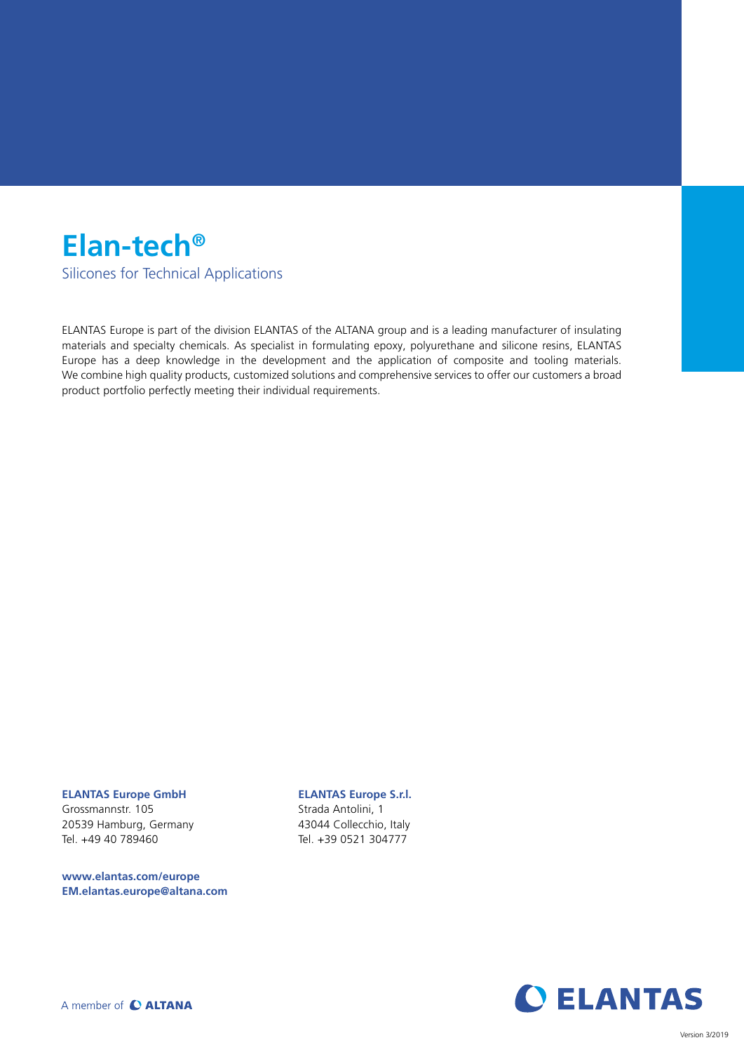# Elan-tech®

Silicones for Technical Applications

ELANTAS Europe is part of the division ELANTAS of the ALTANA group and is a leading manufacturer of insulating materials and specialty chemicals. As specialist in formulating epoxy, polyurethane and silicone resins, ELANTAS Europe has a deep knowledge in the development and the application of composite and tooling materials. We combine high quality products, customized solutions and comprehensive services to offer our customers a broad product portfolio perfectly meeting their individual requirements.

**ELANTAS Europe GmbH**
Grossmannstr. 105
20539 Hamburg, Germany
Tel. +49 40 789460

**ELANTAS Europe S.r.l.**
Strada Antolini, 1
43044 Collecchio, Italy
Tel. +39 0521 304777

**www.elantas.com/europe**
**EM.elantas.europe@altana.com**

A member of ALTANA

ELANTAS

Version 3/2019